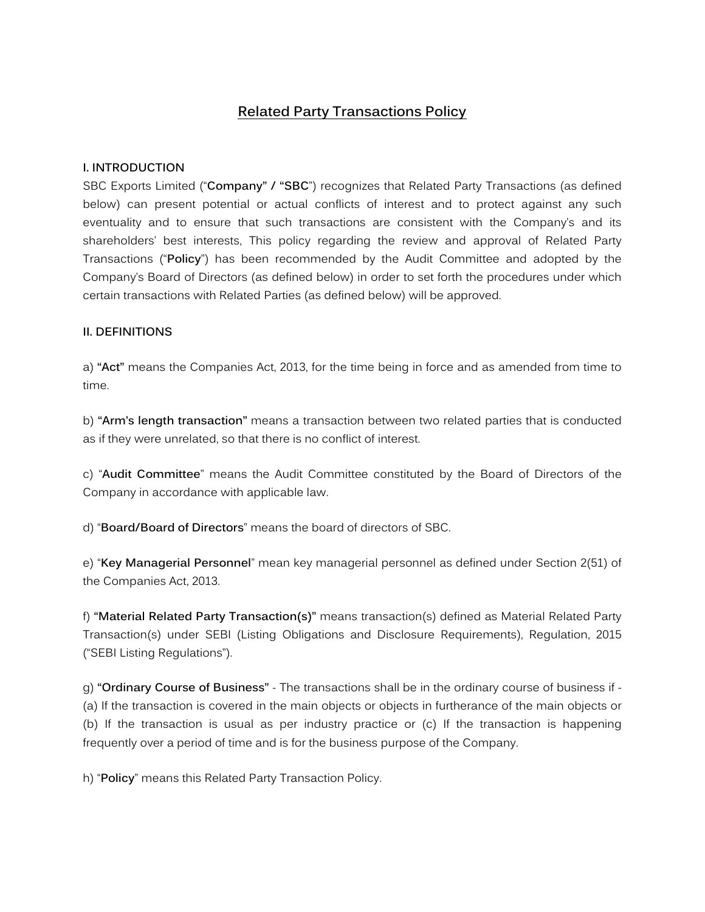# Related Party Transactions Policy

## I. INTRODUCTION

SBC Exports Limited ("**Company" / "SBC**") recognizes that Related Party Transactions (as defined below) can present potential or actual conflicts of interest and to protect against any such eventuality and to ensure that such transactions are consistent with the Company's and its shareholders' best interests, This policy regarding the review and approval of Related Party Transactions ("**Policy**") has been recommended by the Audit Committee and adopted by the Company's Board of Directors (as defined below) in order to set forth the procedures under which certain transactions with Related Parties (as defined below) will be approved.

## II. DEFINITIONS

a) **"Act"** means the Companies Act, 2013, for the time being in force and as amended from time to time.

b) **"Arm's length transaction"** means a transaction between two related parties that is conducted as if they were unrelated, so that there is no conflict of interest.

c) "**Audit Committee**" means the Audit Committee constituted by the Board of Directors of the Company in accordance with applicable law.

d) "**Board/Board of Directors**" means the board of directors of SBC.

e) "**Key Managerial Personnel**" mean key managerial personnel as defined under Section 2(51) of the Companies Act, 2013.

f) **"Material Related Party Transaction(s)"** means transaction(s) defined as Material Related Party Transaction(s) under SEBI (Listing Obligations and Disclosure Requirements), Regulation, 2015 ("SEBI Listing Regulations").

g) **"Ordinary Course of Business"** - The transactions shall be in the ordinary course of business if - (a) If the transaction is covered in the main objects or objects in furtherance of the main objects or (b) If the transaction is usual as per industry practice or (c) If the transaction is happening frequently over a period of time and is for the business purpose of the Company.

h) "**Policy**" means this Related Party Transaction Policy.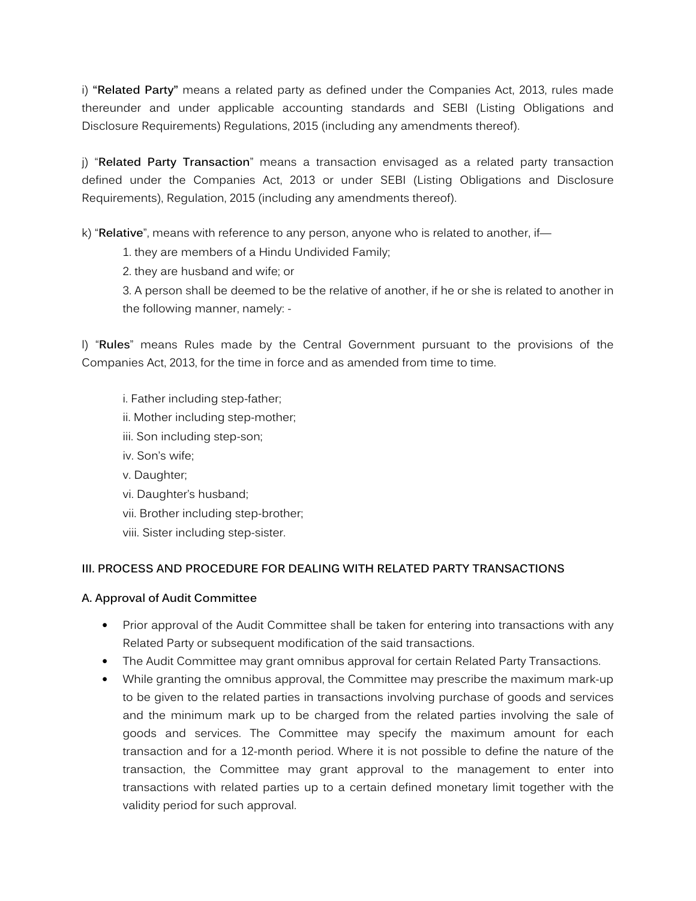i) **"Related Party"** means a related party as defined under the Companies Act, 2013, rules made thereunder and under applicable accounting standards and SEBI (Listing Obligations and Disclosure Requirements) Regulations, 2015 (including any amendments thereof).

j) "**Related Party Transaction**" means a transaction envisaged as a related party transaction defined under the Companies Act, 2013 or under SEBI (Listing Obligations and Disclosure Requirements), Regulation, 2015 (including any amendments thereof).

k) "**Relative**", means with reference to any person, anyone who is related to another, if—

1. they are members of a Hindu Undivided Family;
2. they are husband and wife; or
3. A person shall be deemed to be the relative of another, if he or she is related to another in the following manner, namely: -

l) "**Rules**" means Rules made by the Central Government pursuant to the provisions of the Companies Act, 2013, for the time in force and as amended from time to time.

i. Father including step-father;
ii. Mother including step-mother;
iii. Son including step-son;
iv. Son's wife;
v. Daughter;
vi. Daughter's husband;
vii. Brother including step-brother;
viii. Sister including step-sister.

### III. PROCESS AND PROCEDURE FOR DEALING WITH RELATED PARTY TRANSACTIONS

#### A. Approval of Audit Committee

- Prior approval of the Audit Committee shall be taken for entering into transactions with any Related Party or subsequent modification of the said transactions.
- The Audit Committee may grant omnibus approval for certain Related Party Transactions.
- While granting the omnibus approval, the Committee may prescribe the maximum mark-up to be given to the related parties in transactions involving purchase of goods and services and the minimum mark up to be charged from the related parties involving the sale of goods and services. The Committee may specify the maximum amount for each transaction and for a 12-month period. Where it is not possible to define the nature of the transaction, the Committee may grant approval to the management to enter into transactions with related parties up to a certain defined monetary limit together with the validity period for such approval.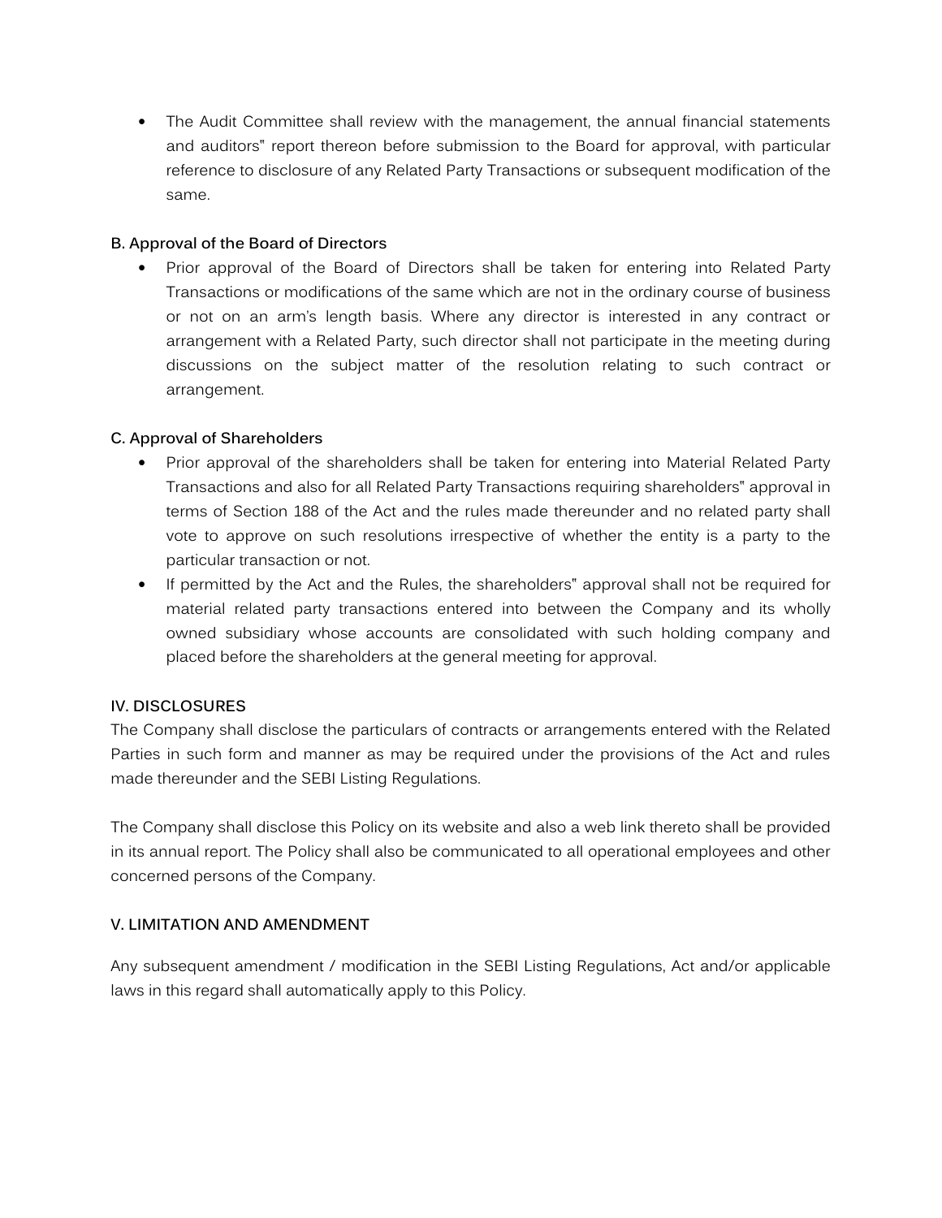- The Audit Committee shall review with the management, the annual financial statements and auditors" report thereon before submission to the Board for approval, with particular reference to disclosure of any Related Party Transactions or subsequent modification of the same.

**B. Approval of the Board of Directors**

- Prior approval of the Board of Directors shall be taken for entering into Related Party Transactions or modifications of the same which are not in the ordinary course of business or not on an arm's length basis. Where any director is interested in any contract or arrangement with a Related Party, such director shall not participate in the meeting during discussions on the subject matter of the resolution relating to such contract or arrangement.

**C. Approval of Shareholders**

- Prior approval of the shareholders shall be taken for entering into Material Related Party Transactions and also for all Related Party Transactions requiring shareholders" approval in terms of Section 188 of the Act and the rules made thereunder and no related party shall vote to approve on such resolutions irrespective of whether the entity is a party to the particular transaction or not.
- If permitted by the Act and the Rules, the shareholders" approval shall not be required for material related party transactions entered into between the Company and its wholly owned subsidiary whose accounts are consolidated with such holding company and placed before the shareholders at the general meeting for approval.

## IV. DISCLOSURES

The Company shall disclose the particulars of contracts or arrangements entered with the Related Parties in such form and manner as may be required under the provisions of the Act and rules made thereunder and the SEBI Listing Regulations.

The Company shall disclose this Policy on its website and also a web link thereto shall be provided in its annual report. The Policy shall also be communicated to all operational employees and other concerned persons of the Company.

## V. LIMITATION AND AMENDMENT

Any subsequent amendment / modification in the SEBI Listing Regulations, Act and/or applicable laws in this regard shall automatically apply to this Policy.